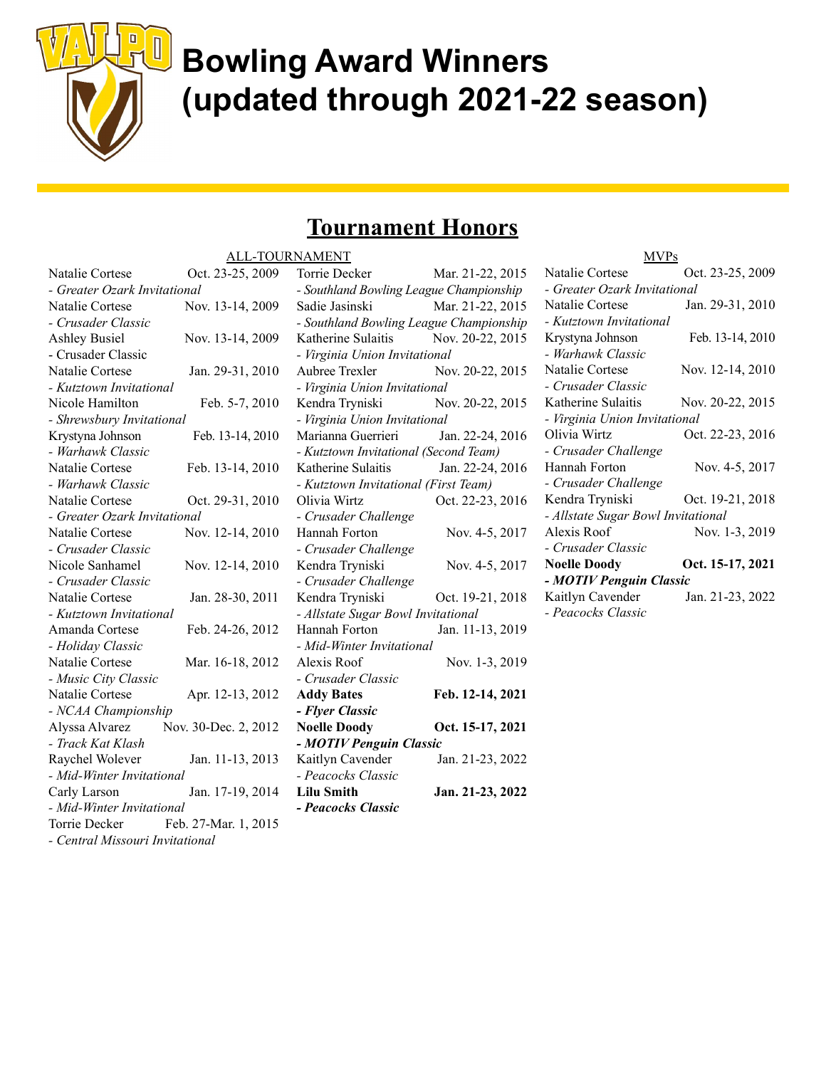# Bowling Award Winners (updated through 2021-22 season)

## Tournament Honors

### ALL-TOURNAMENT

| Name | Date | Tournament |
|---|---|---|
| Natalie Cortese | Oct. 23-25, 2009 | *Greater Ozark Invitational* |
| Natalie Cortese | Nov. 13-14, 2009 | *Crusader Classic* |
| Ashley Busiel | Nov. 13-14, 2009 | Crusader Classic |
| Natalie Cortese | Jan. 29-31, 2010 | *Kutztown Invitational* |
| Nicole Hamilton | Feb. 5-7, 2010 | *Shrewsbury Invitational* |
| Krystyna Johnson | Feb. 13-14, 2010 | *Warhawk Classic* |
| Natalie Cortese | Feb. 13-14, 2010 | *Warhawk Classic* |
| Natalie Cortese | Oct. 29-31, 2010 | *Greater Ozark Invitational* |
| Natalie Cortese | Nov. 12-14, 2010 | *Crusader Classic* |
| Nicole Sanhamel | Nov. 12-14, 2010 | *Crusader Classic* |
| Natalie Cortese | Jan. 28-30, 2011 | *Kutztown Invitational* |
| Amanda Cortese | Feb. 24-26, 2012 | *Holiday Classic* |
| Natalie Cortese | Mar. 16-18, 2012 | *Music City Classic* |
| Natalie Cortese | Apr. 12-13, 2012 | *NCAA Championship* |
| Alyssa Alvarez | Nov. 30-Dec. 2, 2012 | *Track Kat Klash* |
| Raychel Wolever | Jan. 11-13, 2013 | *Mid-Winter Invitational* |
| Carly Larson | Jan. 17-19, 2014 | *Mid-Winter Invitational* |
| Torrie Decker | Feb. 27-Mar. 1, 2015 | *Central Missouri Invitational* |
| Torrie Decker | Mar. 21-22, 2015 | *Southland Bowling League Championship* |
| Sadie Jasinski | Mar. 21-22, 2015 | *Southland Bowling League Championship* |
| Katherine Sulaitis | Nov. 20-22, 2015 | *Virginia Union Invitational* |
| Aubree Trexler | Nov. 20-22, 2015 | *Virginia Union Invitational* |
| Kendra Tryniski | Nov. 20-22, 2015 | *Virginia Union Invitational* |
| Marianna Guerrieri | Jan. 22-24, 2016 | *Kutztown Invitational (Second Team)* |
| Katherine Sulaitis | Jan. 22-24, 2016 | *Kutztown Invitational (First Team)* |
| Olivia Wirtz | Oct. 22-23, 2016 | *Crusader Challenge* |
| Hannah Forton | Nov. 4-5, 2017 | *Crusader Challenge* |
| Kendra Tryniski | Nov. 4-5, 2017 | *Crusader Challenge* |
| Kendra Tryniski | Oct. 19-21, 2018 | *Allstate Sugar Bowl Invitational* |
| Hannah Forton | Jan. 11-13, 2019 | *Mid-Winter Invitational* |
| Alexis Roof | Nov. 1-3, 2019 | *Crusader Classic* |
| **Addy Bates** | **Feb. 12-14, 2021** | ***Flyer Classic*** |
| **Noelle Doody** | **Oct. 15-17, 2021** | ***MOTIV Penguin Classic*** |
| Kaitlyn Cavender | Jan. 21-23, 2022 | *Peacocks Classic* |
| **Lilu Smith** | **Jan. 21-23, 2022** | ***Peacocks Classic*** |

### MVPs

| Name | Date | Tournament |
|---|---|---|
| Natalie Cortese | Oct. 23-25, 2009 | *Greater Ozark Invitational* |
| Natalie Cortese | Jan. 29-31, 2010 | *Kutztown Invitational* |
| Krystyna Johnson | Feb. 13-14, 2010 | *Warhawk Classic* |
| Natalie Cortese | Nov. 12-14, 2010 | *Crusader Classic* |
| Katherine Sulaitis | Nov. 20-22, 2015 | *Virginia Union Invitational* |
| Olivia Wirtz | Oct. 22-23, 2016 | *Crusader Challenge* |
| Hannah Forton | Nov. 4-5, 2017 | *Crusader Challenge* |
| Kendra Tryniski | Oct. 19-21, 2018 | *Allstate Sugar Bowl Invitational* |
| Alexis Roof | Nov. 1-3, 2019 | *Crusader Classic* |
| **Noelle Doody** | **Oct. 15-17, 2021** | ***MOTIV Penguin Classic*** |
| Kaitlyn Cavender | Jan. 21-23, 2022 | *Peacocks Classic* |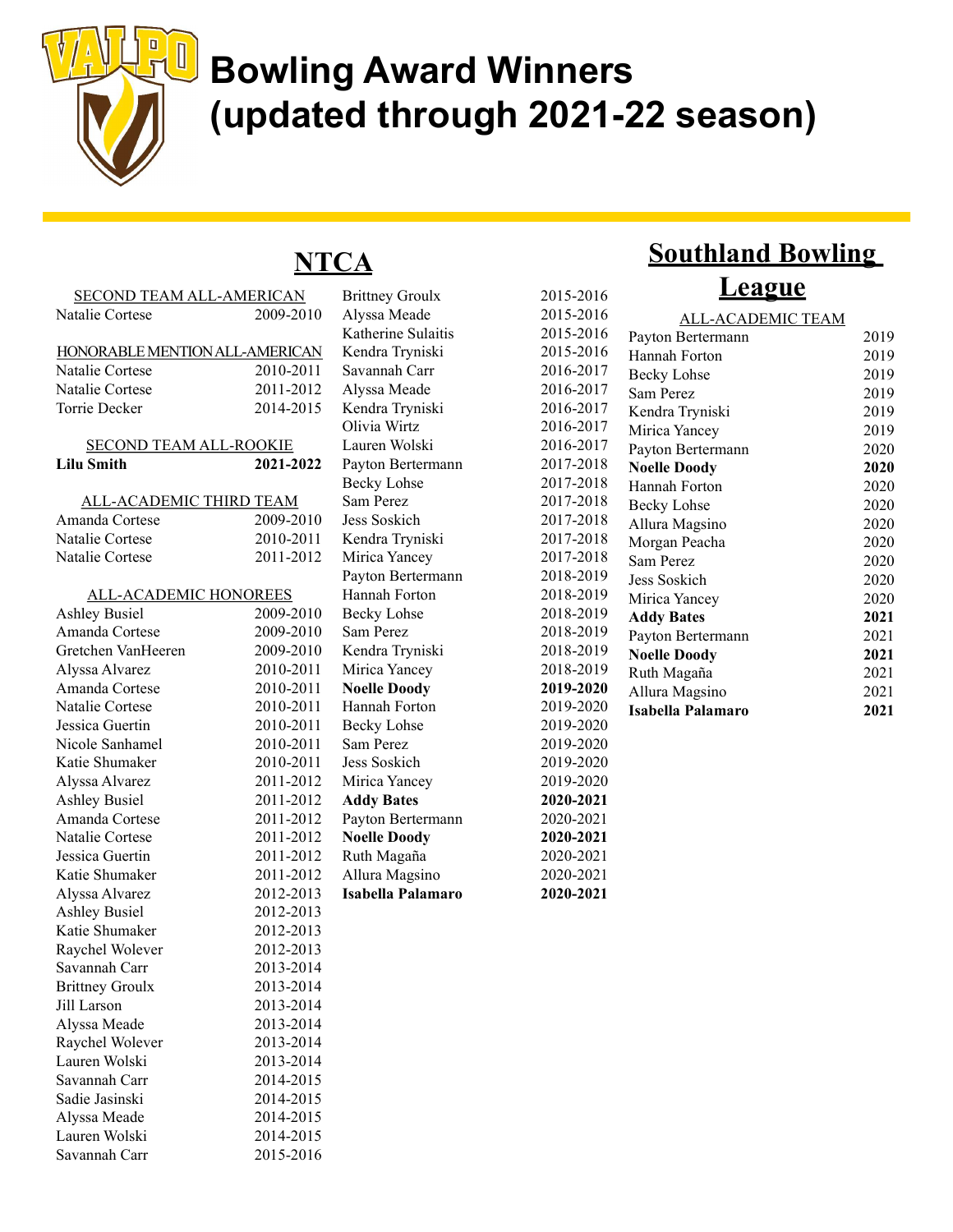# Bowling Award Winners (updated through 2021-22 season)

## NTCA

| SECOND TEAM ALL-AMERICAN | |
|---|---|
| Natalie Cortese | 2009-2010 |

| HONORABLE MENTION ALL-AMERICAN | |
|---|---|
| Natalie Cortese | 2010-2011 |
| Natalie Cortese | 2011-2012 |
| Torrie Decker | 2014-2015 |

| SECOND TEAM ALL-ROOKIE | |
|---|---|
| **Lilu Smith** | **2021-2022** |

| ALL-ACADEMIC THIRD TEAM | |
|---|---|
| Amanda Cortese | 2009-2010 |
| Natalie Cortese | 2010-2011 |
| Natalie Cortese | 2011-2012 |

| ALL-ACADEMIC HONOREES | |
|---|---|
| Ashley Busiel | 2009-2010 |
| Amanda Cortese | 2009-2010 |
| Gretchen VanHeeren | 2009-2010 |
| Alyssa Alvarez | 2010-2011 |
| Amanda Cortese | 2010-2011 |
| Natalie Cortese | 2010-2011 |
| Jessica Guertin | 2010-2011 |
| Nicole Sanhamel | 2010-2011 |
| Katie Shumaker | 2010-2011 |
| Alyssa Alvarez | 2011-2012 |
| Ashley Busiel | 2011-2012 |
| Amanda Cortese | 2011-2012 |
| Natalie Cortese | 2011-2012 |
| Jessica Guertin | 2011-2012 |
| Katie Shumaker | 2011-2012 |
| Alyssa Alvarez | 2012-2013 |
| Ashley Busiel | 2012-2013 |
| Katie Shumaker | 2012-2013 |
| Raychel Wolever | 2012-2013 |
| Savannah Carr | 2013-2014 |
| Brittney Groulx | 2013-2014 |
| Jill Larson | 2013-2014 |
| Alyssa Meade | 2013-2014 |
| Raychel Wolever | 2013-2014 |
| Lauren Wolski | 2013-2014 |
| Savannah Carr | 2014-2015 |
| Sadie Jasinski | 2014-2015 |
| Alyssa Meade | 2014-2015 |
| Lauren Wolski | 2014-2015 |
| Savannah Carr | 2015-2016 |
| Brittney Groulx | 2015-2016 |
| Alyssa Meade | 2015-2016 |
| Katherine Sulaitis | 2015-2016 |
| Kendra Tryniski | 2015-2016 |
| Savannah Carr | 2016-2017 |
| Alyssa Meade | 2016-2017 |
| Kendra Tryniski | 2016-2017 |
| Olivia Wirtz | 2016-2017 |
| Lauren Wolski | 2016-2017 |
| Payton Bertermann | 2017-2018 |
| Becky Lohse | 2017-2018 |
| Sam Perez | 2017-2018 |
| Jess Soskich | 2017-2018 |
| Kendra Tryniski | 2017-2018 |
| Mirica Yancey | 2017-2018 |
| Payton Bertermann | 2018-2019 |
| Hannah Forton | 2018-2019 |
| Becky Lohse | 2018-2019 |
| Sam Perez | 2018-2019 |
| Kendra Tryniski | 2018-2019 |
| Mirica Yancey | 2018-2019 |
| **Noelle Doody** | **2019-2020** |
| Hannah Forton | 2019-2020 |
| Becky Lohse | 2019-2020 |
| Sam Perez | 2019-2020 |
| Jess Soskich | 2019-2020 |
| Mirica Yancey | 2019-2020 |
| **Addy Bates** | **2020-2021** |
| Payton Bertermann | 2020-2021 |
| **Noelle Doody** | **2020-2021** |
| Ruth Magaña | 2020-2021 |
| Allura Magsino | 2020-2021 |
| **Isabella Palamaro** | **2020-2021** |

## Southland Bowling League

| ALL-ACADEMIC TEAM | |
|---|---|
| Payton Bertermann | 2019 |
| Hannah Forton | 2019 |
| Becky Lohse | 2019 |
| Sam Perez | 2019 |
| Kendra Tryniski | 2019 |
| Mirica Yancey | 2019 |
| Payton Bertermann | 2020 |
| **Noelle Doody** | **2020** |
| Hannah Forton | 2020 |
| Becky Lohse | 2020 |
| Allura Magsino | 2020 |
| Morgan Peacha | 2020 |
| Sam Perez | 2020 |
| Jess Soskich | 2020 |
| Mirica Yancey | 2020 |
| **Addy Bates** | **2021** |
| Payton Bertermann | 2021 |
| **Noelle Doody** | **2021** |
| Ruth Magaña | 2021 |
| Allura Magsino | 2021 |
| **Isabella Palamaro** | **2021** |